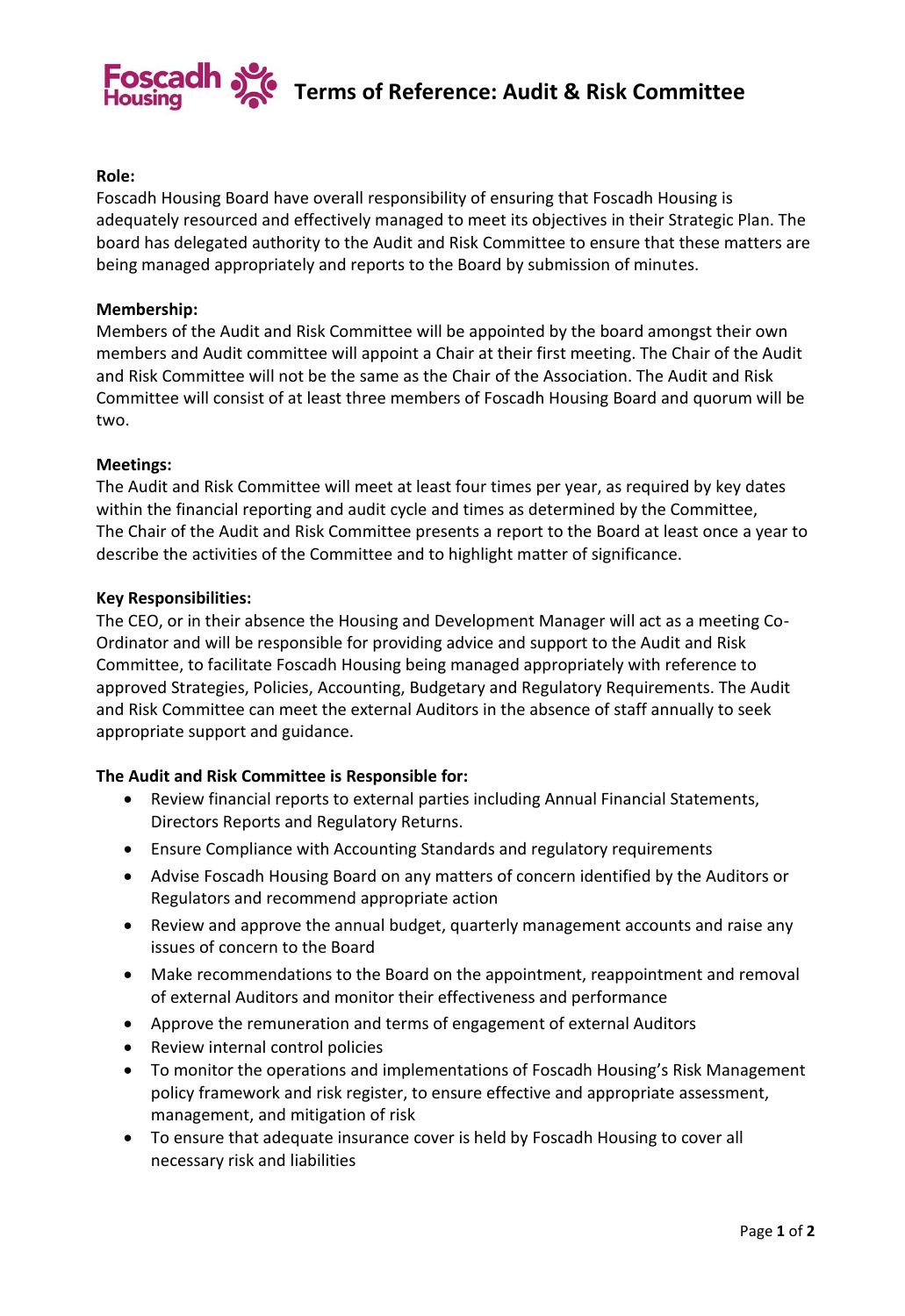# Terms of Reference: Audit & Risk Committee

**Role:**
Foscadh Housing Board have overall responsibility of ensuring that Foscadh Housing is adequately resourced and effectively managed to meet its objectives in their Strategic Plan. The board has delegated authority to the Audit and Risk Committee to ensure that these matters are being managed appropriately and reports to the Board by submission of minutes.

**Membership:**
Members of the Audit and Risk Committee will be appointed by the board amongst their own members and Audit committee will appoint a Chair at their first meeting. The Chair of the Audit and Risk Committee will not be the same as the Chair of the Association. The Audit and Risk Committee will consist of at least three members of Foscadh Housing Board and quorum will be two.

**Meetings:**
The Audit and Risk Committee will meet at least four times per year, as required by key dates within the financial reporting and audit cycle and times as determined by the Committee,
The Chair of the Audit and Risk Committee presents a report to the Board at least once a year to describe the activities of the Committee and to highlight matter of significance.

**Key Responsibilities:**
The CEO, or in their absence the Housing and Development Manager will act as a meeting Co-Ordinator and will be responsible for providing advice and support to the Audit and Risk Committee, to facilitate Foscadh Housing being managed appropriately with reference to approved Strategies, Policies, Accounting, Budgetary and Regulatory Requirements. The Audit and Risk Committee can meet the external Auditors in the absence of staff annually to seek appropriate support and guidance.

**The Audit and Risk Committee is Responsible for:**

- Review financial reports to external parties including Annual Financial Statements, Directors Reports and Regulatory Returns.
- Ensure Compliance with Accounting Standards and regulatory requirements
- Advise Foscadh Housing Board on any matters of concern identified by the Auditors or Regulators and recommend appropriate action
- Review and approve the annual budget, quarterly management accounts and raise any issues of concern to the Board
- Make recommendations to the Board on the appointment, reappointment and removal of external Auditors and monitor their effectiveness and performance
- Approve the remuneration and terms of engagement of external Auditors
- Review internal control policies
- To monitor the operations and implementations of Foscadh Housing's Risk Management policy framework and risk register, to ensure effective and appropriate assessment, management, and mitigation of risk
- To ensure that adequate insurance cover is held by Foscadh Housing to cover all necessary risk and liabilities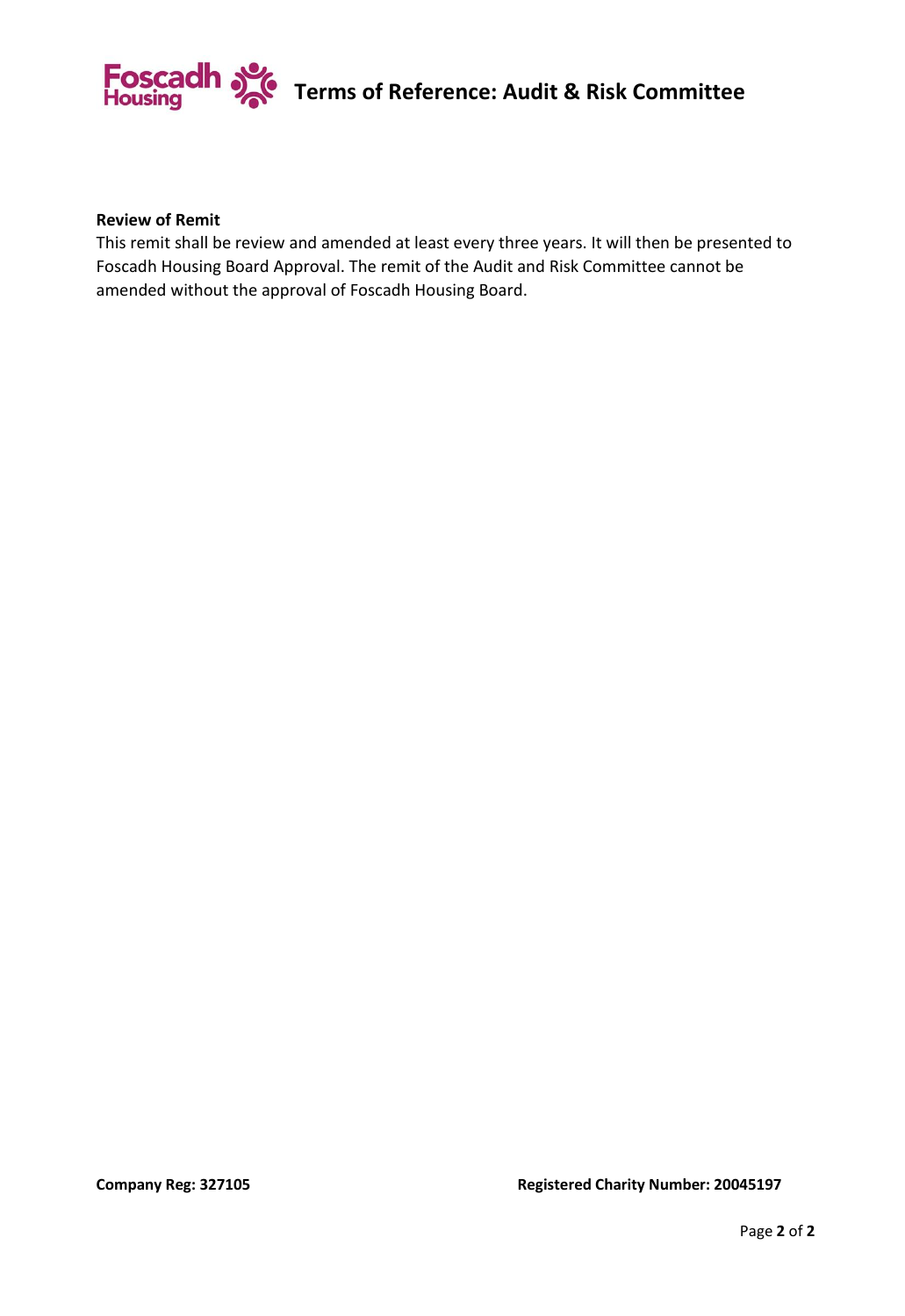**Review of Remit**

This remit shall be review and amended at least every three years. It will then be presented to Foscadh Housing Board Approval. The remit of the Audit and Risk Committee cannot be amended without the approval of Foscadh Housing Board.